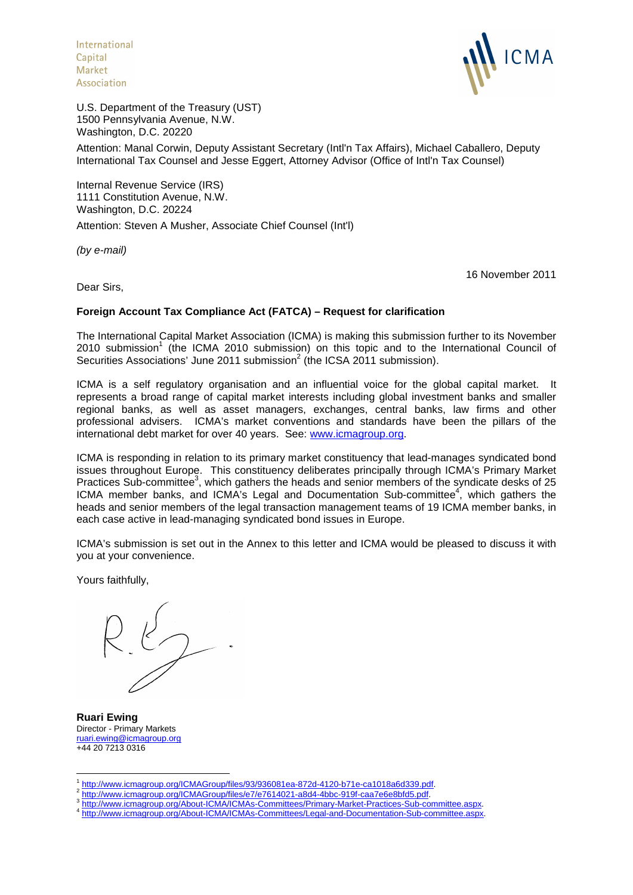International
Capital
Market
Association

ICMA

U.S. Department of the Treasury (UST)
1500 Pennsylvania Avenue, N.W.
Washington, D.C. 20220

Attention: Manal Corwin, Deputy Assistant Secretary (Intl'n Tax Affairs), Michael Caballero, Deputy International Tax Counsel and Jesse Eggert, Attorney Advisor (Office of Intl'n Tax Counsel)

Internal Revenue Service (IRS)
1111 Constitution Avenue, N.W.
Washington, D.C. 20224

Attention: Steven A Musher, Associate Chief Counsel (Int'l)

*(by e-mail)*

16 November 2011

Dear Sirs,

**Foreign Account Tax Compliance Act (FATCA) – Request for clarification**

The International Capital Market Association (ICMA) is making this submission further to its November 2010 submission[1] (the ICMA 2010 submission) on this topic and to the International Council of Securities Associations' June 2011 submission[2] (the ICSA 2011 submission).

ICMA is a self regulatory organisation and an influential voice for the global capital market. It represents a broad range of capital market interests including global investment banks and smaller regional banks, as well as asset managers, exchanges, central banks, law firms and other professional advisers. ICMA's market conventions and standards have been the pillars of the international debt market for over 40 years. See: www.icmagroup.org.

ICMA is responding in relation to its primary market constituency that lead-manages syndicated bond issues throughout Europe. This constituency deliberates principally through ICMA's Primary Market Practices Sub-committee[3], which gathers the heads and senior members of the syndicate desks of 25 ICMA member banks, and ICMA's Legal and Documentation Sub-committee[4], which gathers the heads and senior members of the legal transaction management teams of 19 ICMA member banks, in each case active in lead-managing syndicated bond issues in Europe.

ICMA's submission is set out in the Annex to this letter and ICMA would be pleased to discuss it with you at your convenience.

Yours faithfully,

**Ruari Ewing**
Director - Primary Markets
ruari.ewing@icmagroup.org
+44 20 7213 0316

---

[1] http://www.icmagroup.org/ICMAGroup/files/93/936081ea-872d-4120-b71e-ca1018a6d339.pdf.
[2] http://www.icmagroup.org/ICMAGroup/files/e7/e7614021-a8d4-4bbc-919f-caa7e6e8bfd5.pdf.
[3] http://www.icmagroup.org/About-ICMA/ICMAs-Committees/Primary-Market-Practices-Sub-committee.aspx.
[4] http://www.icmagroup.org/About-ICMA/ICMAs-Committees/Legal-and-Documentation-Sub-committee.aspx.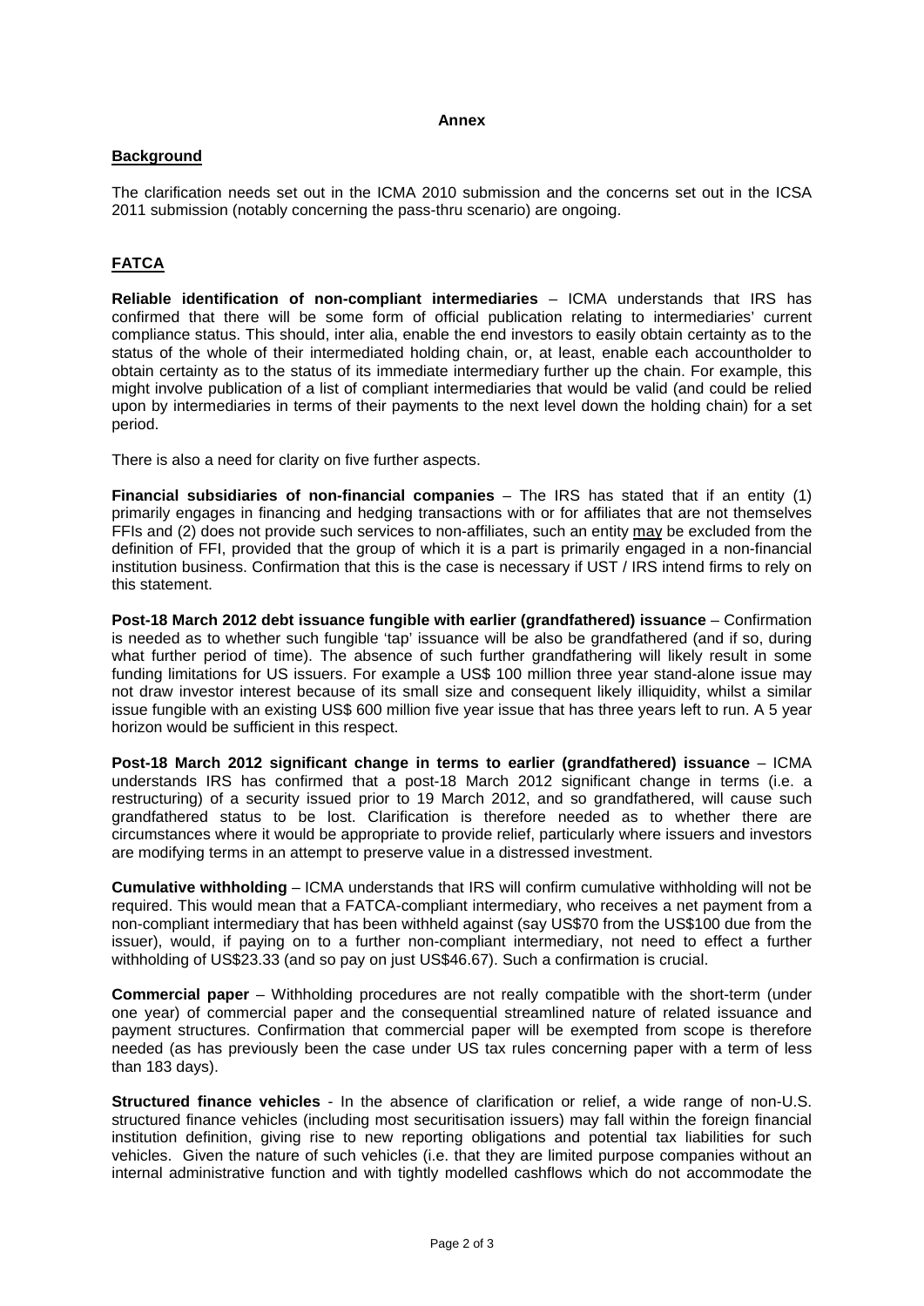**Annex**

## Background

The clarification needs set out in the ICMA 2010 submission and the concerns set out in the ICSA 2011 submission (notably concerning the pass-thru scenario) are ongoing.

## FATCA

**Reliable identification of non-compliant intermediaries** – ICMA understands that IRS has confirmed that there will be some form of official publication relating to intermediaries' current compliance status. This should, inter alia, enable the end investors to easily obtain certainty as to the status of the whole of their intermediated holding chain, or, at least, enable each accountholder to obtain certainty as to the status of its immediate intermediary further up the chain. For example, this might involve publication of a list of compliant intermediaries that would be valid (and could be relied upon by intermediaries in terms of their payments to the next level down the holding chain) for a set period.

There is also a need for clarity on five further aspects.

**Financial subsidiaries of non-financial companies** – The IRS has stated that if an entity (1) primarily engages in financing and hedging transactions with or for affiliates that are not themselves FFIs and (2) does not provide such services to non-affiliates, such an entity may be excluded from the definition of FFI, provided that the group of which it is a part is primarily engaged in a non-financial institution business. Confirmation that this is the case is necessary if UST / IRS intend firms to rely on this statement.

**Post-18 March 2012 debt issuance fungible with earlier (grandfathered) issuance** – Confirmation is needed as to whether such fungible 'tap' issuance will be also be grandfathered (and if so, during what further period of time). The absence of such further grandfathering will likely result in some funding limitations for US issuers. For example a US$ 100 million three year stand-alone issue may not draw investor interest because of its small size and consequent likely illiquidity, whilst a similar issue fungible with an existing US$ 600 million five year issue that has three years left to run. A 5 year horizon would be sufficient in this respect.

**Post-18 March 2012 significant change in terms to earlier (grandfathered) issuance** – ICMA understands IRS has confirmed that a post-18 March 2012 significant change in terms (i.e. a restructuring) of a security issued prior to 19 March 2012, and so grandfathered, will cause such grandfathered status to be lost. Clarification is therefore needed as to whether there are circumstances where it would be appropriate to provide relief, particularly where issuers and investors are modifying terms in an attempt to preserve value in a distressed investment.

**Cumulative withholding** – ICMA understands that IRS will confirm cumulative withholding will not be required. This would mean that a FATCA-compliant intermediary, who receives a net payment from a non-compliant intermediary that has been withheld against (say US$70 from the US$100 due from the issuer), would, if paying on to a further non-compliant intermediary, not need to effect a further withholding of US$23.33 (and so pay on just US$46.67). Such a confirmation is crucial.

**Commercial paper** – Withholding procedures are not really compatible with the short-term (under one year) of commercial paper and the consequential streamlined nature of related issuance and payment structures. Confirmation that commercial paper will be exempted from scope is therefore needed (as has previously been the case under US tax rules concerning paper with a term of less than 183 days).

**Structured finance vehicles** - In the absence of clarification or relief, a wide range of non-U.S. structured finance vehicles (including most securitisation issuers) may fall within the foreign financial institution definition, giving rise to new reporting obligations and potential tax liabilities for such vehicles. Given the nature of such vehicles (i.e. that they are limited purpose companies without an internal administrative function and with tightly modelled cashflows which do not accommodate the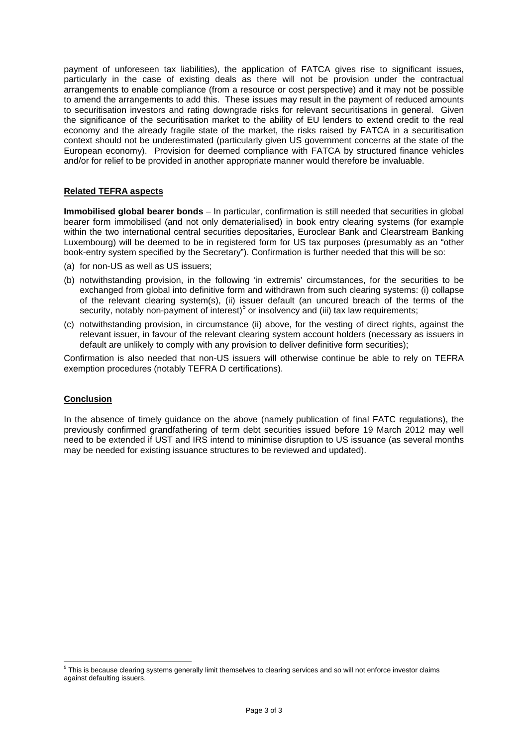payment of unforeseen tax liabilities), the application of FATCA gives rise to significant issues, particularly in the case of existing deals as there will not be provision under the contractual arrangements to enable compliance (from a resource or cost perspective) and it may not be possible to amend the arrangements to add this. These issues may result in the payment of reduced amounts to securitisation investors and rating downgrade risks for relevant securitisations in general. Given the significance of the securitisation market to the ability of EU lenders to extend credit to the real economy and the already fragile state of the market, the risks raised by FATCA in a securitisation context should not be underestimated (particularly given US government concerns at the state of the European economy). Provision for deemed compliance with FATCA by structured finance vehicles and/or for relief to be provided in another appropriate manner would therefore be invaluable.

**Related TEFRA aspects**

**Immobilised global bearer bonds** – In particular, confirmation is still needed that securities in global bearer form immobilised (and not only dematerialised) in book entry clearing systems (for example within the two international central securities depositaries, Euroclear Bank and Clearstream Banking Luxembourg) will be deemed to be in registered form for US tax purposes (presumably as an "other book-entry system specified by the Secretary"). Confirmation is further needed that this will be so:

(a) for non-US as well as US issuers;

(b) notwithstanding provision, in the following 'in extremis' circumstances, for the securities to be exchanged from global into definitive form and withdrawn from such clearing systems: (i) collapse of the relevant clearing system(s), (ii) issuer default (an uncured breach of the terms of the security, notably non-payment of interest)[5] or insolvency and (iii) tax law requirements;

(c) notwithstanding provision, in circumstance (ii) above, for the vesting of direct rights, against the relevant issuer, in favour of the relevant clearing system account holders (necessary as issuers in default are unlikely to comply with any provision to deliver definitive form securities);

Confirmation is also needed that non-US issuers will otherwise continue be able to rely on TEFRA exemption procedures (notably TEFRA D certifications).

**Conclusion**

In the absence of timely guidance on the above (namely publication of final FATC regulations), the previously confirmed grandfathering of term debt securities issued before 19 March 2012 may well need to be extended if UST and IRS intend to minimise disruption to US issuance (as several months may be needed for existing issuance structures to be reviewed and updated).

[5] This is because clearing systems generally limit themselves to clearing services and so will not enforce investor claims against defaulting issuers.